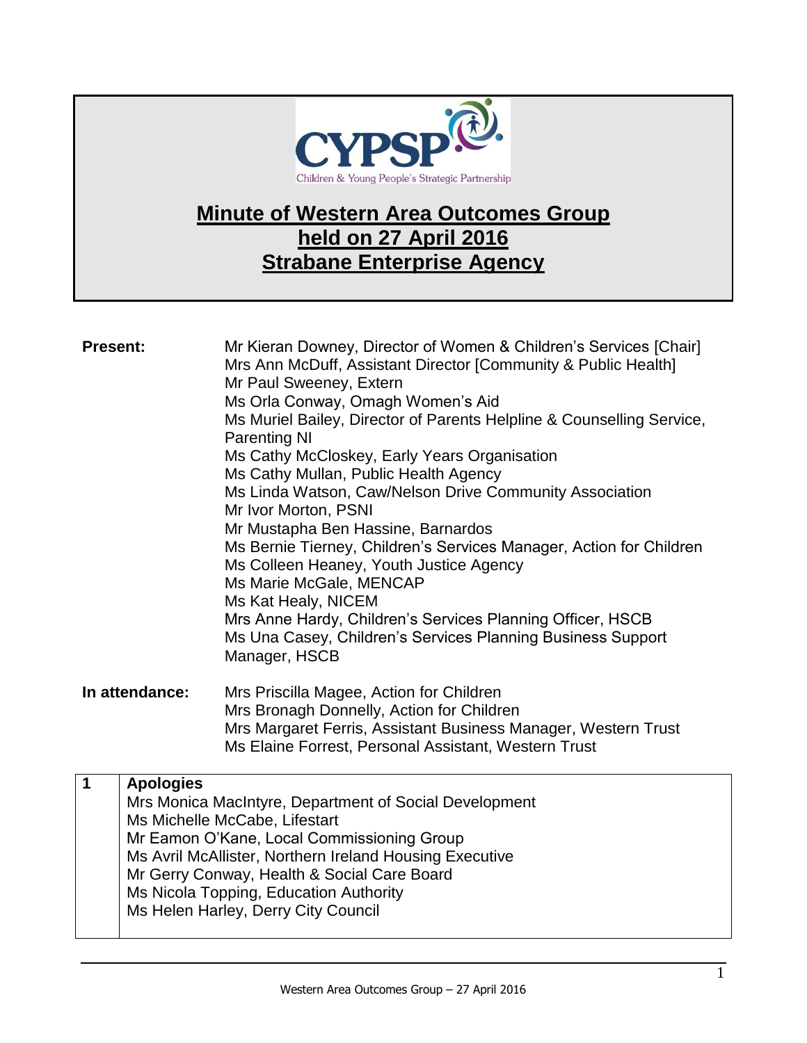# Minute of Western Area Outcomes Group held on 27 April 2016 Strabane Enterprise Agency

**Present:**

Mr Kieran Downey, Director of Women & Children's Services [Chair]
Mrs Ann McDuff, Assistant Director [Community & Public Health]
Mr Paul Sweeney, Extern
Ms Orla Conway, Omagh Women's Aid
Ms Muriel Bailey, Director of Parents Helpline & Counselling Service, Parenting NI
Ms Cathy McCloskey, Early Years Organisation
Ms Cathy Mullan, Public Health Agency
Ms Linda Watson, Caw/Nelson Drive Community Association
Mr Ivor Morton, PSNI
Mr Mustapha Ben Hassine, Barnardos
Ms Bernie Tierney, Children's Services Manager, Action for Children
Ms Colleen Heaney, Youth Justice Agency
Ms Marie McGale, MENCAP
Ms Kat Healy, NICEM
Mrs Anne Hardy, Children's Services Planning Officer, HSCB
Ms Una Casey, Children's Services Planning Business Support Manager, HSCB

**In attendance:**

Mrs Priscilla Magee, Action for Children
Mrs Bronagh Donnelly, Action for Children
Mrs Margaret Ferris, Assistant Business Manager, Western Trust
Ms Elaine Forrest, Personal Assistant, Western Trust

| 1 | **Apologies**<br>Mrs Monica MacIntyre, Department of Social Development<br>Ms Michelle McCabe, Lifestart<br>Mr Eamon O'Kane, Local Commissioning Group<br>Ms Avril McAllister, Northern Ireland Housing Executive<br>Mr Gerry Conway, Health & Social Care Board<br>Ms Nicola Topping, Education Authority<br>Ms Helen Harley, Derry City Council |
|---|---|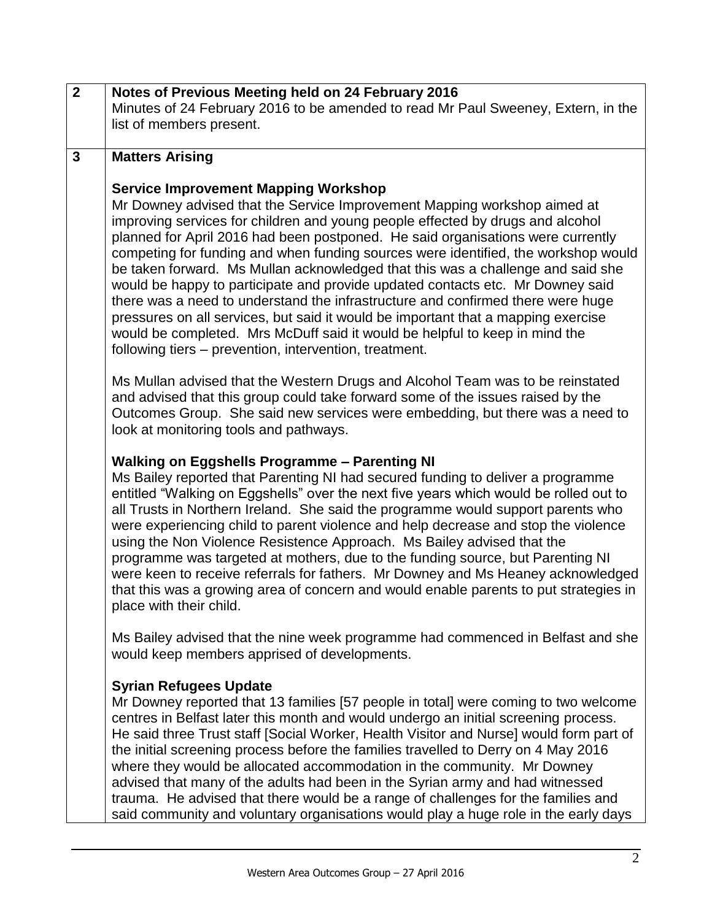| | |
|---|---|
| **2** | **Notes of Previous Meeting held on 24 February 2016**<br>Minutes of 24 February 2016 to be amended to read Mr Paul Sweeney, Extern, in the list of members present. |
| **3** | **Matters Arising**<br><br>**Service Improvement Mapping Workshop**<br>Mr Downey advised that the Service Improvement Mapping workshop aimed at improving services for children and young people effected by drugs and alcohol planned for April 2016 had been postponed. He said organisations were currently competing for funding and when funding sources were identified, the workshop would be taken forward. Ms Mullan acknowledged that this was a challenge and said she would be happy to participate and provide updated contacts etc. Mr Downey said there was a need to understand the infrastructure and confirmed there were huge pressures on all services, but said it would be important that a mapping exercise would be completed. Mrs McDuff said it would be helpful to keep in mind the following tiers – prevention, intervention, treatment.<br><br>Ms Mullan advised that the Western Drugs and Alcohol Team was to be reinstated and advised that this group could take forward some of the issues raised by the Outcomes Group. She said new services were embedding, but there was a need to look at monitoring tools and pathways.<br><br>**Walking on Eggshells Programme – Parenting NI**<br>Ms Bailey reported that Parenting NI had secured funding to deliver a programme entitled "Walking on Eggshells" over the next five years which would be rolled out to all Trusts in Northern Ireland. She said the programme would support parents who were experiencing child to parent violence and help decrease and stop the violence using the Non Violence Resistence Approach. Ms Bailey advised that the programme was targeted at mothers, due to the funding source, but Parenting NI were keen to receive referrals for fathers. Mr Downey and Ms Heaney acknowledged that this was a growing area of concern and would enable parents to put strategies in place with their child.<br><br>Ms Bailey advised that the nine week programme had commenced in Belfast and she would keep members apprised of developments.<br><br>**Syrian Refugees Update**<br>Mr Downey reported that 13 families [57 people in total] were coming to two welcome centres in Belfast later this month and would undergo an initial screening process. He said three Trust staff [Social Worker, Health Visitor and Nurse] would form part of the initial screening process before the families travelled to Derry on 4 May 2016 where they would be allocated accommodation in the community. Mr Downey advised that many of the adults had been in the Syrian army and had witnessed trauma. He advised that there would be a range of challenges for the families and said community and voluntary organisations would play a huge role in the early days |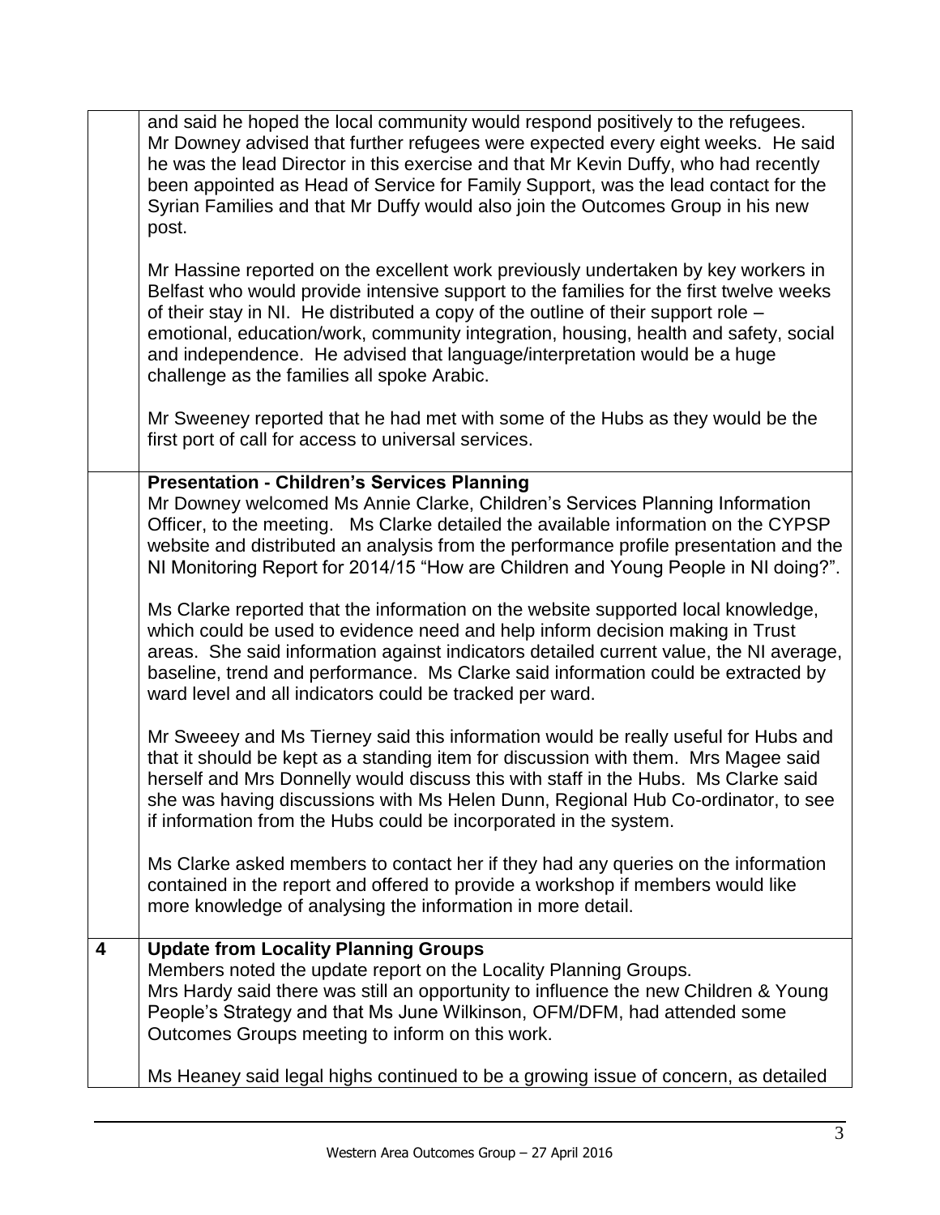| | |
|---|---|
| | and said he hoped the local community would respond positively to the refugees. Mr Downey advised that further refugees were expected every eight weeks. He said he was the lead Director in this exercise and that Mr Kevin Duffy, who had recently been appointed as Head of Service for Family Support, was the lead contact for the Syrian Families and that Mr Duffy would also join the Outcomes Group in his new post.<br><br>Mr Hassine reported on the excellent work previously undertaken by key workers in Belfast who would provide intensive support to the families for the first twelve weeks of their stay in NI. He distributed a copy of the outline of their support role – emotional, education/work, community integration, housing, health and safety, social and independence. He advised that language/interpretation would be a huge challenge as the families all spoke Arabic.<br><br>Mr Sweeney reported that he had met with some of the Hubs as they would be the first port of call for access to universal services. |
| | **Presentation - Children's Services Planning**<br>Mr Downey welcomed Ms Annie Clarke, Children's Services Planning Information Officer, to the meeting. Ms Clarke detailed the available information on the CYPSP website and distributed an analysis from the performance profile presentation and the NI Monitoring Report for 2014/15 "How are Children and Young People in NI doing?".<br><br>Ms Clarke reported that the information on the website supported local knowledge, which could be used to evidence need and help inform decision making in Trust areas. She said information against indicators detailed current value, the NI average, baseline, trend and performance. Ms Clarke said information could be extracted by ward level and all indicators could be tracked per ward.<br><br>Mr Sweeey and Ms Tierney said this information would be really useful for Hubs and that it should be kept as a standing item for discussion with them. Mrs Magee said herself and Mrs Donnelly would discuss this with staff in the Hubs. Ms Clarke said she was having discussions with Ms Helen Dunn, Regional Hub Co-ordinator, to see if information from the Hubs could be incorporated in the system.<br><br>Ms Clarke asked members to contact her if they had any queries on the information contained in the report and offered to provide a workshop if members would like more knowledge of analysing the information in more detail. |
| **4** | **Update from Locality Planning Groups**<br>Members noted the update report on the Locality Planning Groups.<br>Mrs Hardy said there was still an opportunity to influence the new Children & Young People's Strategy and that Ms June Wilkinson, OFM/DFM, had attended some Outcomes Groups meeting to inform on this work.<br><br>Ms Heaney said legal highs continued to be a growing issue of concern, as detailed |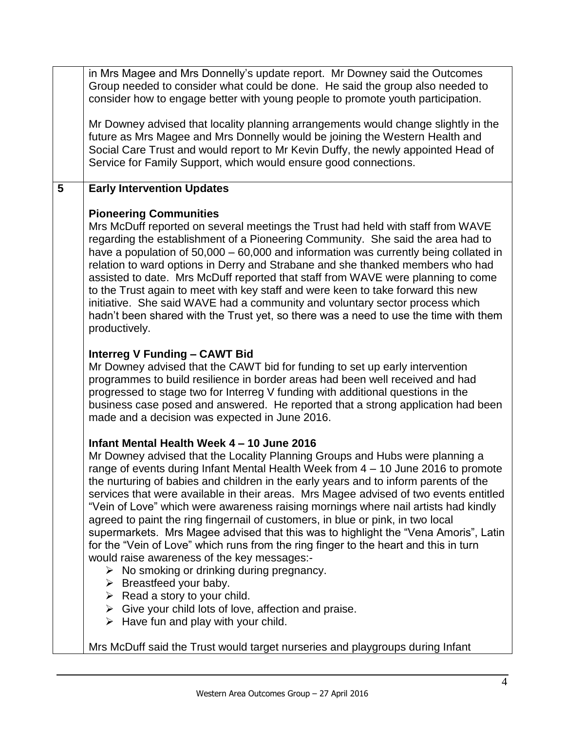in Mrs Magee and Mrs Donnelly's update report. Mr Downey said the Outcomes Group needed to consider what could be done. He said the group also needed to consider how to engage better with young people to promote youth participation.

Mr Downey advised that locality planning arrangements would change slightly in the future as Mrs Magee and Mrs Donnelly would be joining the Western Health and Social Care Trust and would report to Mr Kevin Duffy, the newly appointed Head of Service for Family Support, which would ensure good connections.

## 5 Early Intervention Updates

**Pioneering Communities**

Mrs McDuff reported on several meetings the Trust had held with staff from WAVE regarding the establishment of a Pioneering Community. She said the area had to have a population of 50,000 – 60,000 and information was currently being collated in relation to ward options in Derry and Strabane and she thanked members who had assisted to date. Mrs McDuff reported that staff from WAVE were planning to come to the Trust again to meet with key staff and were keen to take forward this new initiative. She said WAVE had a community and voluntary sector process which hadn't been shared with the Trust yet, so there was a need to use the time with them productively.

**Interreg V Funding – CAWT Bid**

Mr Downey advised that the CAWT bid for funding to set up early intervention programmes to build resilience in border areas had been well received and had progressed to stage two for Interreg V funding with additional questions in the business case posed and answered. He reported that a strong application had been made and a decision was expected in June 2016.

**Infant Mental Health Week 4 – 10 June 2016**

Mr Downey advised that the Locality Planning Groups and Hubs were planning a range of events during Infant Mental Health Week from 4 – 10 June 2016 to promote the nurturing of babies and children in the early years and to inform parents of the services that were available in their areas. Mrs Magee advised of two events entitled "Vein of Love" which were awareness raising mornings where nail artists had kindly agreed to paint the ring fingernail of customers, in blue or pink, in two local supermarkets. Mrs Magee advised that this was to highlight the "Vena Amoris", Latin for the "Vein of Love" which runs from the ring finger to the heart and this in turn would raise awareness of the key messages:-

- No smoking or drinking during pregnancy.
- Breastfeed your baby.
- Read a story to your child.
- Give your child lots of love, affection and praise.
- Have fun and play with your child.

Mrs McDuff said the Trust would target nurseries and playgroups during Infant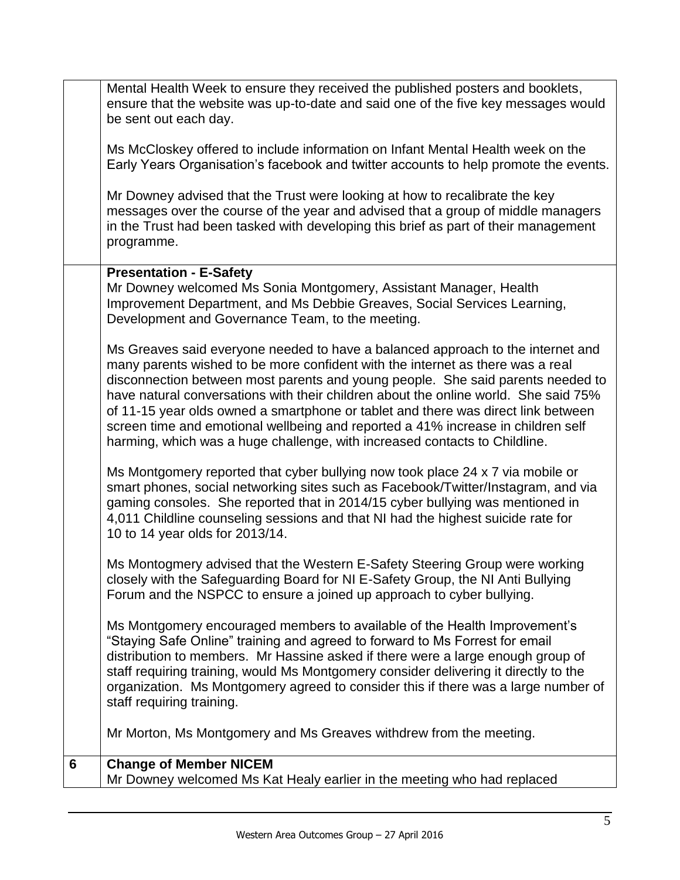|   |   |
|---|---|
|   | Mental Health Week to ensure they received the published posters and booklets, ensure that the website was up-to-date and said one of the five key messages would be sent out each day.<br><br>Ms McCloskey offered to include information on Infant Mental Health week on the Early Years Organisation's facebook and twitter accounts to help promote the events.<br><br>Mr Downey advised that the Trust were looking at how to recalibrate the key messages over the course of the year and advised that a group of middle managers in the Trust had been tasked with developing this brief as part of their management programme. |
|   | **Presentation - E-Safety**<br>Mr Downey welcomed Ms Sonia Montgomery, Assistant Manager, Health Improvement Department, and Ms Debbie Greaves, Social Services Learning, Development and Governance Team, to the meeting.<br><br>Ms Greaves said everyone needed to have a balanced approach to the internet and many parents wished to be more confident with the internet as there was a real disconnection between most parents and young people. She said parents needed to have natural conversations with their children about the online world. She said 75% of 11-15 year olds owned a smartphone or tablet and there was direct link between screen time and emotional wellbeing and reported a 41% increase in children self harming, which was a huge challenge, with increased contacts to Childline.<br><br>Ms Montgomery reported that cyber bullying now took place 24 x 7 via mobile or smart phones, social networking sites such as Facebook/Twitter/Instagram, and via gaming consoles. She reported that in 2014/15 cyber bullying was mentioned in 4,011 Childline counseling sessions and that NI had the highest suicide rate for 10 to 14 year olds for 2013/14.<br><br>Ms Montogmery advised that the Western E-Safety Steering Group were working closely with the Safeguarding Board for NI E-Safety Group, the NI Anti Bullying Forum and the NSPCC to ensure a joined up approach to cyber bullying.<br><br>Ms Montgomery encouraged members to available of the Health Improvement's "Staying Safe Online" training and agreed to forward to Ms Forrest for email distribution to members. Mr Hassine asked if there were a large enough group of staff requiring training, would Ms Montgomery consider delivering it directly to the organization. Ms Montgomery agreed to consider this if there was a large number of staff requiring training.<br><br>Mr Morton, Ms Montgomery and Ms Greaves withdrew from the meeting. |
| **6** | **Change of Member NICEM**<br>Mr Downey welcomed Ms Kat Healy earlier in the meeting who had replaced |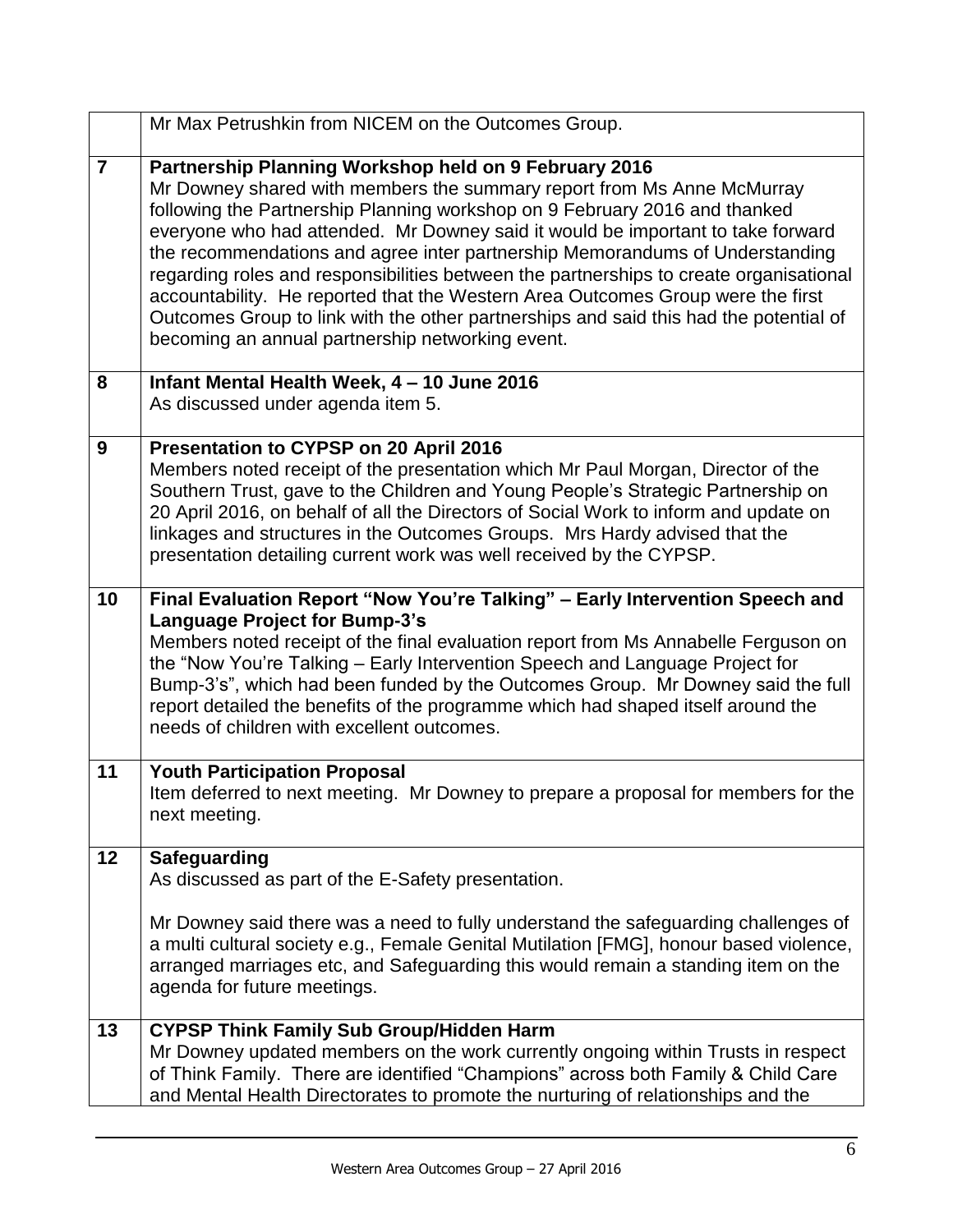| | |
|---|---|
| | Mr Max Petrushkin from NICEM on the Outcomes Group. |
| **7** | **Partnership Planning Workshop held on 9 February 2016**<br>Mr Downey shared with members the summary report from Ms Anne McMurray following the Partnership Planning workshop on 9 February 2016 and thanked everyone who had attended. Mr Downey said it would be important to take forward the recommendations and agree inter partnership Memorandums of Understanding regarding roles and responsibilities between the partnerships to create organisational accountability. He reported that the Western Area Outcomes Group were the first Outcomes Group to link with the other partnerships and said this had the potential of becoming an annual partnership networking event. |
| **8** | **Infant Mental Health Week, 4 – 10 June 2016**<br>As discussed under agenda item 5. |
| **9** | **Presentation to CYPSP on 20 April 2016**<br>Members noted receipt of the presentation which Mr Paul Morgan, Director of the Southern Trust, gave to the Children and Young People's Strategic Partnership on 20 April 2016, on behalf of all the Directors of Social Work to inform and update on linkages and structures in the Outcomes Groups. Mrs Hardy advised that the presentation detailing current work was well received by the CYPSP. |
| **10** | **Final Evaluation Report "Now You're Talking" – Early Intervention Speech and Language Project for Bump-3's**<br>Members noted receipt of the final evaluation report from Ms Annabelle Ferguson on the "Now You're Talking – Early Intervention Speech and Language Project for Bump-3's", which had been funded by the Outcomes Group. Mr Downey said the full report detailed the benefits of the programme which had shaped itself around the needs of children with excellent outcomes. |
| **11** | **Youth Participation Proposal**<br>Item deferred to next meeting. Mr Downey to prepare a proposal for members for the next meeting. |
| **12** | **Safeguarding**<br>As discussed as part of the E-Safety presentation.<br><br>Mr Downey said there was a need to fully understand the safeguarding challenges of a multi cultural society e.g., Female Genital Mutilation [FMG], honour based violence, arranged marriages etc, and Safeguarding this would remain a standing item on the agenda for future meetings. |
| **13** | **CYPSP Think Family Sub Group/Hidden Harm**<br>Mr Downey updated members on the work currently ongoing within Trusts in respect of Think Family. There are identified "Champions" across both Family & Child Care and Mental Health Directorates to promote the nurturing of relationships and the |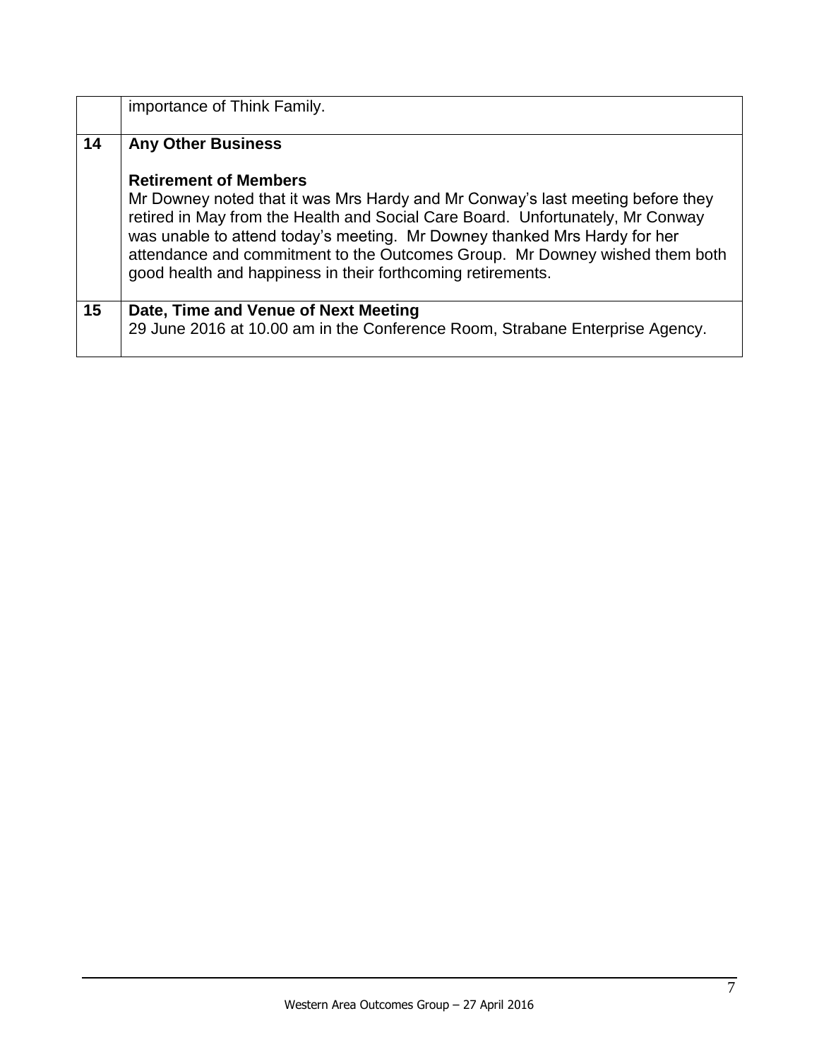| | |
|---|---|
| | importance of Think Family. |
| **14** | **Any Other Business**<br><br>**Retirement of Members**<br>Mr Downey noted that it was Mrs Hardy and Mr Conway's last meeting before they retired in May from the Health and Social Care Board. Unfortunately, Mr Conway was unable to attend today's meeting. Mr Downey thanked Mrs Hardy for her attendance and commitment to the Outcomes Group. Mr Downey wished them both good health and happiness in their forthcoming retirements. |
| **15** | **Date, Time and Venue of Next Meeting**<br>29 June 2016 at 10.00 am in the Conference Room, Strabane Enterprise Agency. |